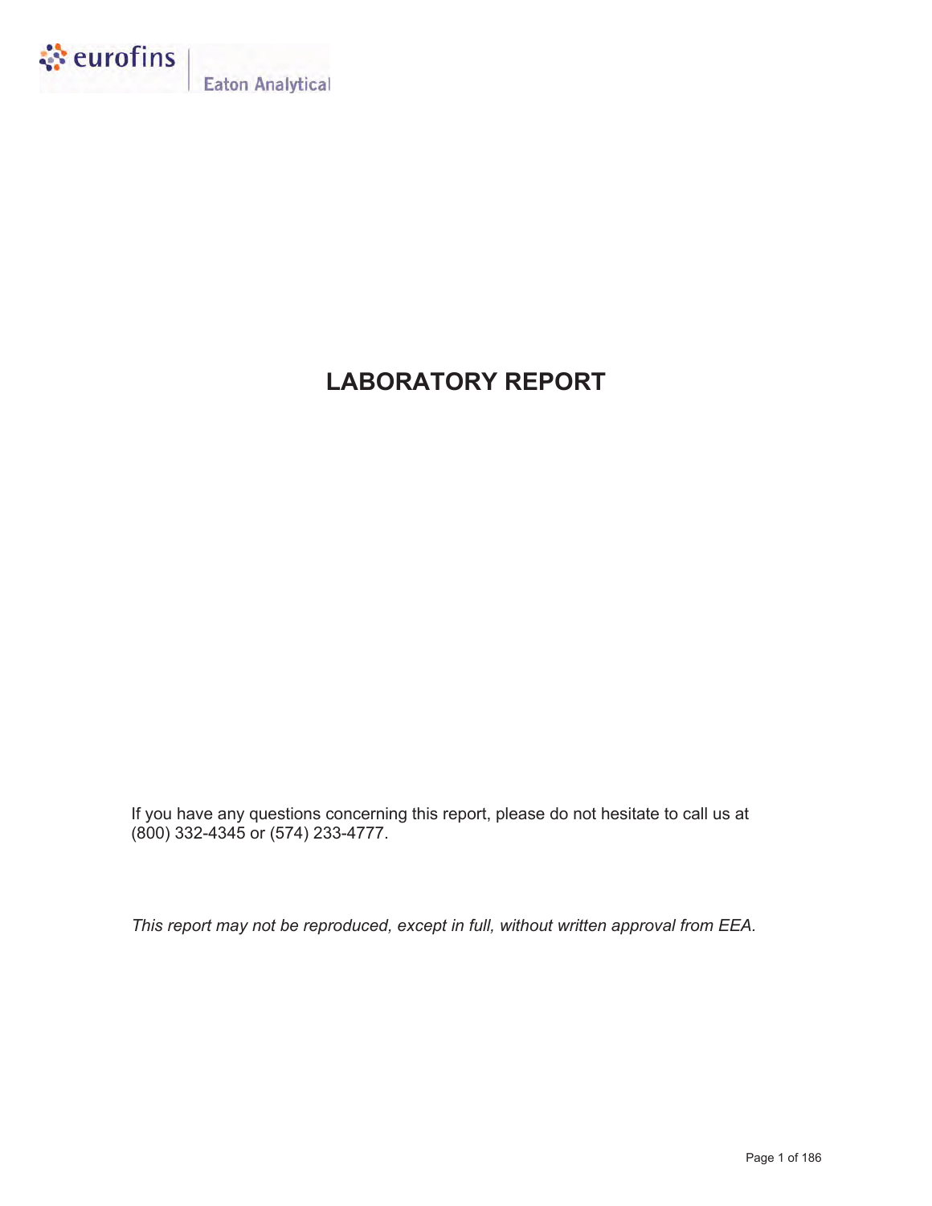eurofins | Eaton Analytical

# LABORATORY REPORT

If you have any questions concerning this report, please do not hesitate to call us at (800) 332-4345 or (574) 233-4777.

*This report may not be reproduced, except in full, without written approval from EEA.*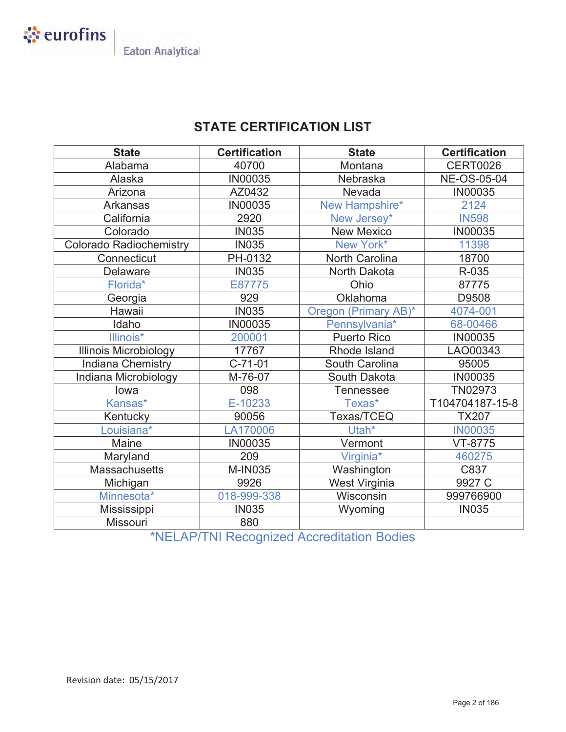# STATE CERTIFICATION LIST

| State | Certification | State | Certification |
|---|---|---|---|
| Alabama | 40700 | Montana | CERT0026 |
| Alaska | IN00035 | Nebraska | NE-OS-05-04 |
| Arizona | AZ0432 | Nevada | IN00035 |
| Arkansas | IN00035 | New Hampshire* | 2124 |
| California | 2920 | New Jersey* | IN598 |
| Colorado | IN035 | New Mexico | IN00035 |
| Colorado Radiochemistry | IN035 | New York* | 11398 |
| Connecticut | PH-0132 | North Carolina | 18700 |
| Delaware | IN035 | North Dakota | R-035 |
| Florida* | E87775 | Ohio | 87775 |
| Georgia | 929 | Oklahoma | D9508 |
| Hawaii | IN035 | Oregon (Primary AB)* | 4074-001 |
| Idaho | IN00035 | Pennsylvania* | 68-00466 |
| Illinois* | 200001 | Puerto Rico | IN00035 |
| Illinois Microbiology | 17767 | Rhode Island | LAO00343 |
| Indiana Chemistry | C-71-01 | South Carolina | 95005 |
| Indiana Microbiology | M-76-07 | South Dakota | IN00035 |
| Iowa | 098 | Tennessee | TN02973 |
| Kansas* | E-10233 | Texas* | T104704187-15-8 |
| Kentucky | 90056 | Texas/TCEQ | TX207 |
| Louisiana* | LA170006 | Utah* | IN00035 |
| Maine | IN00035 | Vermont | VT-8775 |
| Maryland | 209 | Virginia* | 460275 |
| Massachusetts | M-IN035 | Washington | C837 |
| Michigan | 9926 | West Virginia | 9927 C |
| Minnesota* | 018-999-338 | Wisconsin | 999766900 |
| Mississippi | IN035 | Wyoming | IN035 |
| Missouri | 880 | | |

*NELAP/TNI Recognized Accreditation Bodies

Revision date: 05/15/2017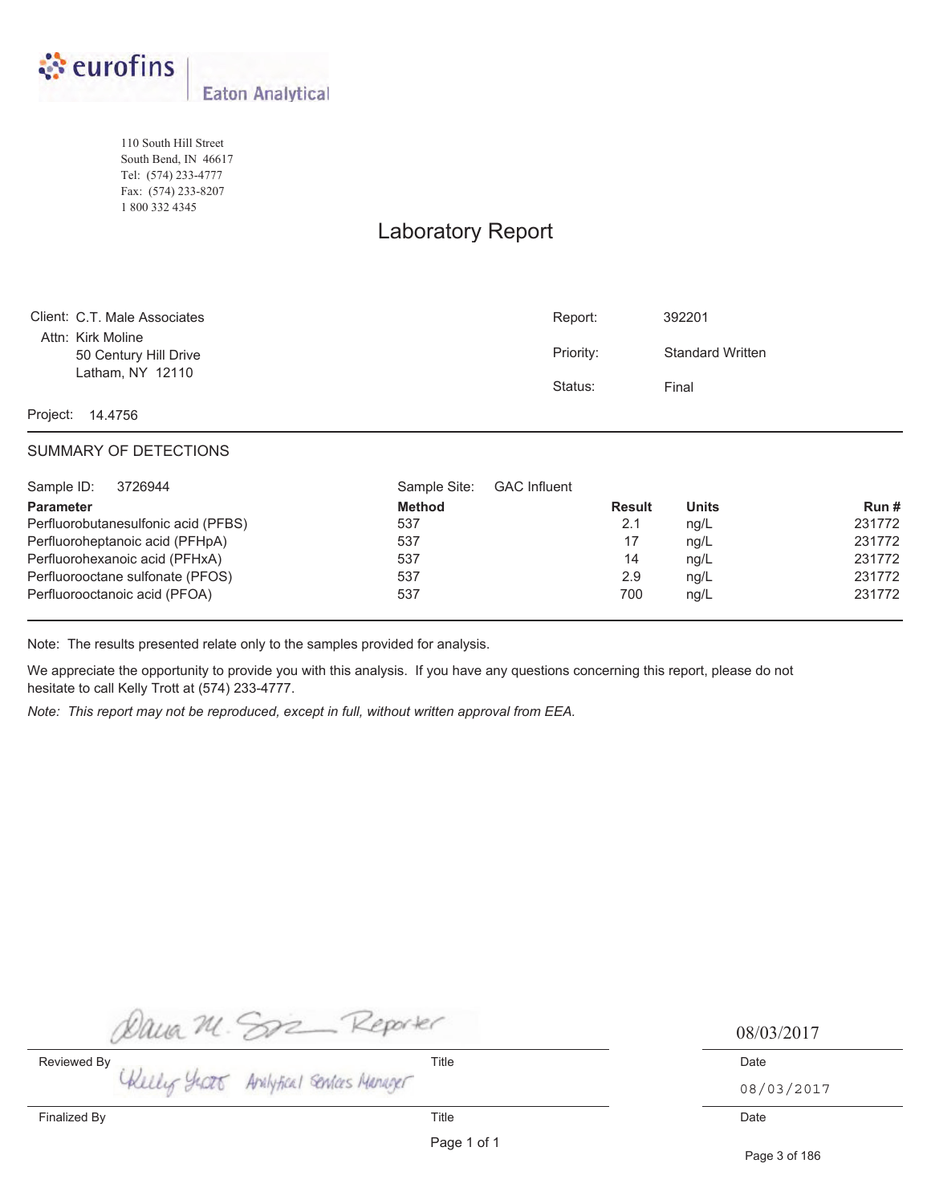eurofins | Eaton Analytical

110 South Hill Street
South Bend, IN 46617
Tel: (574) 233-4777
Fax: (574) 233-8207
1 800 332 4345

# Laboratory Report

| | |
|---|---|
| Client: C.T. Male Associates | Report: 392201 |
| Attn: Kirk Moline | Priority: Standard Written |
| 50 Century Hill Drive | Status: Final |
| Latham, NY 12110 | |

Project: 14.4756

## SUMMARY OF DETECTIONS

Sample ID: 3726944 Sample Site: GAC Influent

| Parameter | Method | Result | Units | Run # |
|---|---|---|---|---|
| Perfluorobutanesulfonic acid (PFBS) | 537 | 2.1 | ng/L | 231772 |
| Perfluoroheptanoic acid (PFHpA) | 537 | 17 | ng/L | 231772 |
| Perfluorohexanoic acid (PFHxA) | 537 | 14 | ng/L | 231772 |
| Perfluorooctane sulfonate (PFOS) | 537 | 2.9 | ng/L | 231772 |
| Perfluorooctanoic acid (PFOA) | 537 | 700 | ng/L | 231772 |

Note: The results presented relate only to the samples provided for analysis.

We appreciate the opportunity to provide you with this analysis. If you have any questions concerning this report, please do not hesitate to call Kelly Trott at (574) 233-4777.

*Note: This report may not be reproduced, except in full, without written approval from EEA.*

| Signature | Title | Date |
|---|---|---|
| Dana M. Sz — Reviewed By | Reporter | 08/03/2017 |
| Kelly Trott — Finalized By | Analytical Services Manager | 08/03/2017 |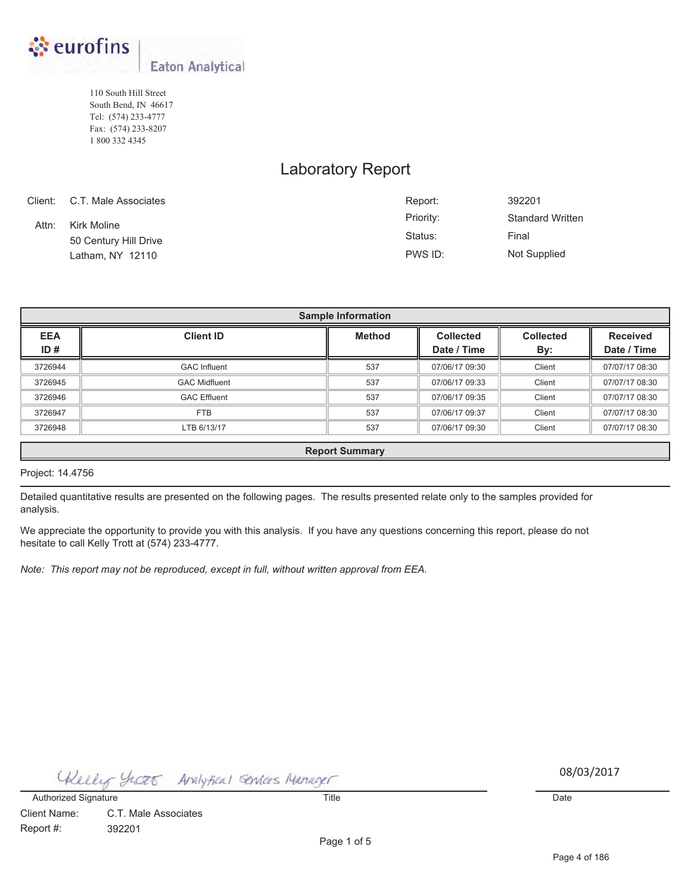eurofins | Eaton Analytical

110 South Hill Street
South Bend, IN 46617
Tel: (574) 233-4777
Fax: (574) 233-8207
1 800 332 4345

# Laboratory Report

Client: C.T. Male Associates
Attn: Kirk Moline
50 Century Hill Drive
Latham, NY 12110

Report: 392201
Priority: Standard Written
Status: Final
PWS ID: Not Supplied

## Sample Information

| EEA ID # | Client ID | Method | Collected Date / Time | Collected By: | Received Date / Time |
|---|---|---|---|---|---|
| 3726944 | GAC Influent | 537 | 07/06/17 09:30 | Client | 07/07/17 08:30 |
| 3726945 | GAC Midfluent | 537 | 07/06/17 09:33 | Client | 07/07/17 08:30 |
| 3726946 | GAC Effluent | 537 | 07/06/17 09:35 | Client | 07/07/17 08:30 |
| 3726947 | FTB | 537 | 07/06/17 09:37 | Client | 07/07/17 08:30 |
| 3726948 | LTB 6/13/17 | 537 | 07/06/17 09:30 | Client | 07/07/17 08:30 |

## Report Summary

Project: 14.4756

Detailed quantitative results are presented on the following pages. The results presented relate only to the samples provided for analysis.

We appreciate the opportunity to provide you with this analysis. If you have any questions concerning this report, please do not hesitate to call Kelly Trott at (574) 233-4777.

*Note: This report may not be reproduced, except in full, without written approval from EEA.*

Kelly Trott — Analytical Services Manager — 08/03/2017

Authorized Signature | Title | Date

Client Name: C.T. Male Associates
Report #: 392201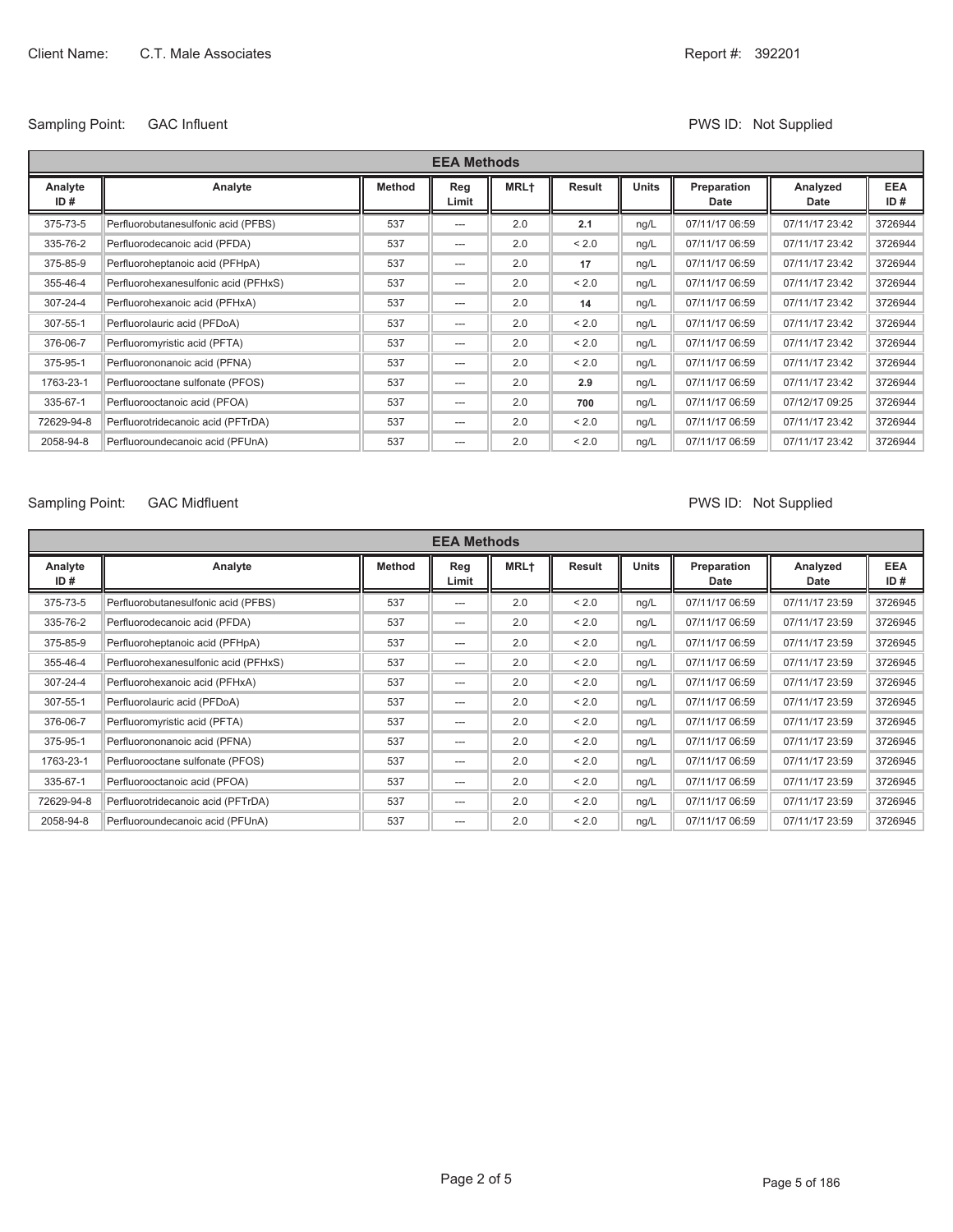Client Name: C.T. Male Associates

Report #: 392201

Sampling Point: GAC Influent

PWS ID: Not Supplied

| EEA Methods | | | | | | | | | |
|---|---|---|---|---|---|---|---|---|---|
| Analyte ID # | Analyte | Method | Reg Limit | MRL† | Result | Units | Preparation Date | Analyzed Date | EEA ID # |
| 375-73-5 | Perfluorobutanesulfonic acid (PFBS) | 537 | --- | 2.0 | **2.1** | ng/L | 07/11/17 06:59 | 07/11/17 23:42 | 3726944 |
| 335-76-2 | Perfluorodecanoic acid (PFDA) | 537 | --- | 2.0 | < 2.0 | ng/L | 07/11/17 06:59 | 07/11/17 23:42 | 3726944 |
| 375-85-9 | Perfluoroheptanoic acid (PFHpA) | 537 | --- | 2.0 | **17** | ng/L | 07/11/17 06:59 | 07/11/17 23:42 | 3726944 |
| 355-46-4 | Perfluorohexanesulfonic acid (PFHxS) | 537 | --- | 2.0 | < 2.0 | ng/L | 07/11/17 06:59 | 07/11/17 23:42 | 3726944 |
| 307-24-4 | Perfluorohexanoic acid (PFHxA) | 537 | --- | 2.0 | **14** | ng/L | 07/11/17 06:59 | 07/11/17 23:42 | 3726944 |
| 307-55-1 | Perfluorolauric acid (PFDoA) | 537 | --- | 2.0 | < 2.0 | ng/L | 07/11/17 06:59 | 07/11/17 23:42 | 3726944 |
| 376-06-7 | Perfluoromyristic acid (PFTA) | 537 | --- | 2.0 | < 2.0 | ng/L | 07/11/17 06:59 | 07/11/17 23:42 | 3726944 |
| 375-95-1 | Perfluorononanoic acid (PFNA) | 537 | --- | 2.0 | < 2.0 | ng/L | 07/11/17 06:59 | 07/11/17 23:42 | 3726944 |
| 1763-23-1 | Perfluorooctane sulfonate (PFOS) | 537 | --- | 2.0 | **2.9** | ng/L | 07/11/17 06:59 | 07/11/17 23:42 | 3726944 |
| 335-67-1 | Perfluorooctanoic acid (PFOA) | 537 | --- | 2.0 | **700** | ng/L | 07/11/17 06:59 | 07/12/17 09:25 | 3726944 |
| 72629-94-8 | Perfluorotridecanoic acid (PFTrDA) | 537 | --- | 2.0 | < 2.0 | ng/L | 07/11/17 06:59 | 07/11/17 23:42 | 3726944 |
| 2058-94-8 | Perfluoroundecanoic acid (PFUnA) | 537 | --- | 2.0 | < 2.0 | ng/L | 07/11/17 06:59 | 07/11/17 23:42 | 3726944 |

Sampling Point: GAC Midfluent

PWS ID: Not Supplied

| EEA Methods | | | | | | | | | |
|---|---|---|---|---|---|---|---|---|---|
| Analyte ID # | Analyte | Method | Reg Limit | MRL† | Result | Units | Preparation Date | Analyzed Date | EEA ID # |
| 375-73-5 | Perfluorobutanesulfonic acid (PFBS) | 537 | --- | 2.0 | < 2.0 | ng/L | 07/11/17 06:59 | 07/11/17 23:59 | 3726945 |
| 335-76-2 | Perfluorodecanoic acid (PFDA) | 537 | --- | 2.0 | < 2.0 | ng/L | 07/11/17 06:59 | 07/11/17 23:59 | 3726945 |
| 375-85-9 | Perfluoroheptanoic acid (PFHpA) | 537 | --- | 2.0 | < 2.0 | ng/L | 07/11/17 06:59 | 07/11/17 23:59 | 3726945 |
| 355-46-4 | Perfluorohexanesulfonic acid (PFHxS) | 537 | --- | 2.0 | < 2.0 | ng/L | 07/11/17 06:59 | 07/11/17 23:59 | 3726945 |
| 307-24-4 | Perfluorohexanoic acid (PFHxA) | 537 | --- | 2.0 | < 2.0 | ng/L | 07/11/17 06:59 | 07/11/17 23:59 | 3726945 |
| 307-55-1 | Perfluorolauric acid (PFDoA) | 537 | --- | 2.0 | < 2.0 | ng/L | 07/11/17 06:59 | 07/11/17 23:59 | 3726945 |
| 376-06-7 | Perfluoromyristic acid (PFTA) | 537 | --- | 2.0 | < 2.0 | ng/L | 07/11/17 06:59 | 07/11/17 23:59 | 3726945 |
| 375-95-1 | Perfluorononanoic acid (PFNA) | 537 | --- | 2.0 | < 2.0 | ng/L | 07/11/17 06:59 | 07/11/17 23:59 | 3726945 |
| 1763-23-1 | Perfluorooctane sulfonate (PFOS) | 537 | --- | 2.0 | < 2.0 | ng/L | 07/11/17 06:59 | 07/11/17 23:59 | 3726945 |
| 335-67-1 | Perfluorooctanoic acid (PFOA) | 537 | --- | 2.0 | < 2.0 | ng/L | 07/11/17 06:59 | 07/11/17 23:59 | 3726945 |
| 72629-94-8 | Perfluorotridecanoic acid (PFTrDA) | 537 | --- | 2.0 | < 2.0 | ng/L | 07/11/17 06:59 | 07/11/17 23:59 | 3726945 |
| 2058-94-8 | Perfluoroundecanoic acid (PFUnA) | 537 | --- | 2.0 | < 2.0 | ng/L | 07/11/17 06:59 | 07/11/17 23:59 | 3726945 |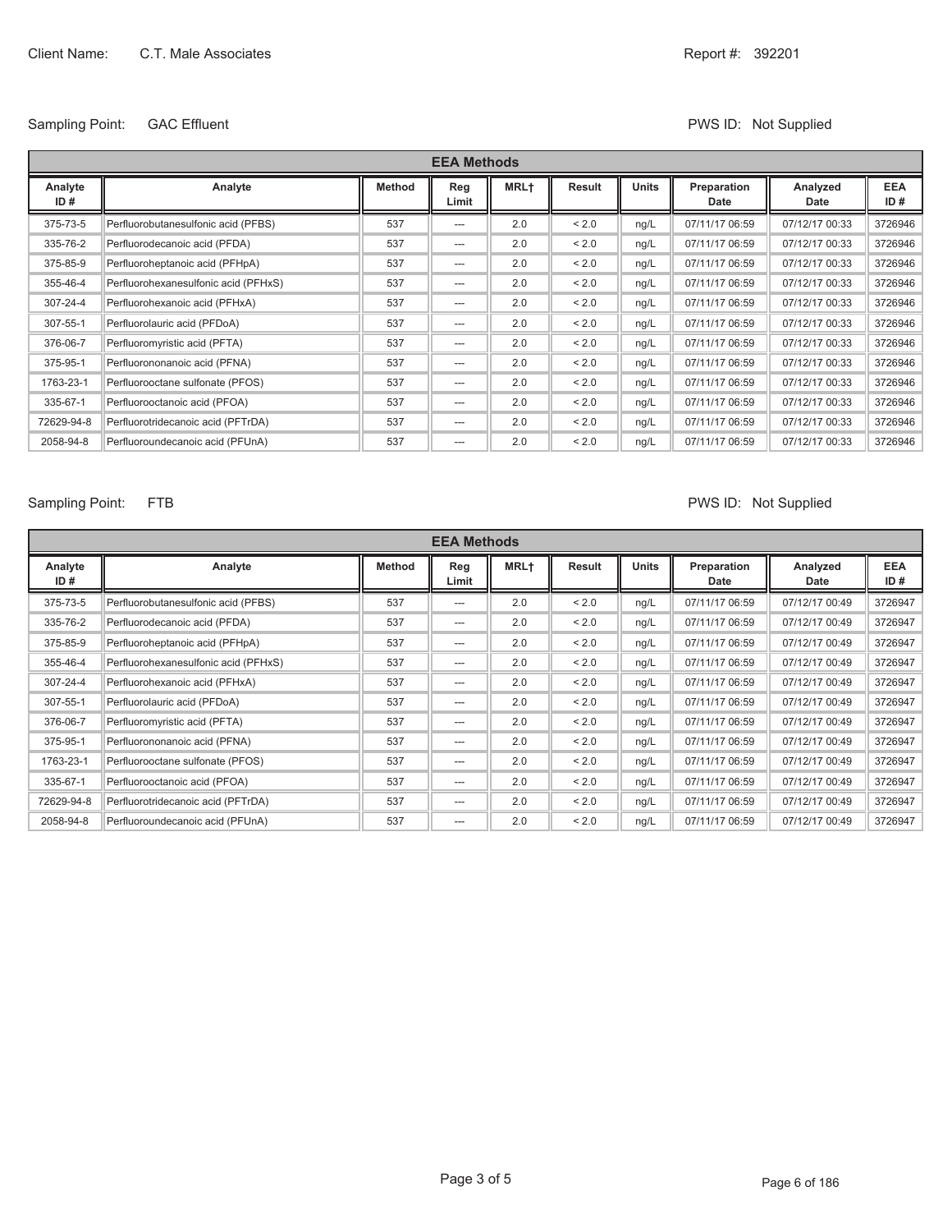Client Name: C.T. Male Associates

Report #: 392201

Sampling Point: GAC Effluent

PWS ID: Not Supplied

| EEA Methods | | | | | | | | | |
|---|---|---|---|---|---|---|---|---|---|
| Analyte ID # | Analyte | Method | Reg Limit | MRL† | Result | Units | Preparation Date | Analyzed Date | EEA ID # |
| 375-73-5 | Perfluorobutanesulfonic acid (PFBS) | 537 | --- | 2.0 | < 2.0 | ng/L | 07/11/17 06:59 | 07/12/17 00:33 | 3726946 |
| 335-76-2 | Perfluorodecanoic acid (PFDA) | 537 | --- | 2.0 | < 2.0 | ng/L | 07/11/17 06:59 | 07/12/17 00:33 | 3726946 |
| 375-85-9 | Perfluoroheptanoic acid (PFHpA) | 537 | --- | 2.0 | < 2.0 | ng/L | 07/11/17 06:59 | 07/12/17 00:33 | 3726946 |
| 355-46-4 | Perfluorohexanesulfonic acid (PFHxS) | 537 | --- | 2.0 | < 2.0 | ng/L | 07/11/17 06:59 | 07/12/17 00:33 | 3726946 |
| 307-24-4 | Perfluorohexanoic acid (PFHxA) | 537 | --- | 2.0 | < 2.0 | ng/L | 07/11/17 06:59 | 07/12/17 00:33 | 3726946 |
| 307-55-1 | Perfluorolauric acid (PFDoA) | 537 | --- | 2.0 | < 2.0 | ng/L | 07/11/17 06:59 | 07/12/17 00:33 | 3726946 |
| 376-06-7 | Perfluoromyristic acid (PFTA) | 537 | --- | 2.0 | < 2.0 | ng/L | 07/11/17 06:59 | 07/12/17 00:33 | 3726946 |
| 375-95-1 | Perfluorononanoic acid (PFNA) | 537 | --- | 2.0 | < 2.0 | ng/L | 07/11/17 06:59 | 07/12/17 00:33 | 3726946 |
| 1763-23-1 | Perfluorooctane sulfonate (PFOS) | 537 | --- | 2.0 | < 2.0 | ng/L | 07/11/17 06:59 | 07/12/17 00:33 | 3726946 |
| 335-67-1 | Perfluorooctanoic acid (PFOA) | 537 | --- | 2.0 | < 2.0 | ng/L | 07/11/17 06:59 | 07/12/17 00:33 | 3726946 |
| 72629-94-8 | Perfluorotridecanoic acid (PFTrDA) | 537 | --- | 2.0 | < 2.0 | ng/L | 07/11/17 06:59 | 07/12/17 00:33 | 3726946 |
| 2058-94-8 | Perfluoroundecanoic acid (PFUnA) | 537 | --- | 2.0 | < 2.0 | ng/L | 07/11/17 06:59 | 07/12/17 00:33 | 3726946 |

Sampling Point: FTB

PWS ID: Not Supplied

| EEA Methods | | | | | | | | | |
|---|---|---|---|---|---|---|---|---|---|
| Analyte ID # | Analyte | Method | Reg Limit | MRL† | Result | Units | Preparation Date | Analyzed Date | EEA ID # |
| 375-73-5 | Perfluorobutanesulfonic acid (PFBS) | 537 | --- | 2.0 | < 2.0 | ng/L | 07/11/17 06:59 | 07/12/17 00:49 | 3726947 |
| 335-76-2 | Perfluorodecanoic acid (PFDA) | 537 | --- | 2.0 | < 2.0 | ng/L | 07/11/17 06:59 | 07/12/17 00:49 | 3726947 |
| 375-85-9 | Perfluoroheptanoic acid (PFHpA) | 537 | --- | 2.0 | < 2.0 | ng/L | 07/11/17 06:59 | 07/12/17 00:49 | 3726947 |
| 355-46-4 | Perfluorohexanesulfonic acid (PFHxS) | 537 | --- | 2.0 | < 2.0 | ng/L | 07/11/17 06:59 | 07/12/17 00:49 | 3726947 |
| 307-24-4 | Perfluorohexanoic acid (PFHxA) | 537 | --- | 2.0 | < 2.0 | ng/L | 07/11/17 06:59 | 07/12/17 00:49 | 3726947 |
| 307-55-1 | Perfluorolauric acid (PFDoA) | 537 | --- | 2.0 | < 2.0 | ng/L | 07/11/17 06:59 | 07/12/17 00:49 | 3726947 |
| 376-06-7 | Perfluoromyristic acid (PFTA) | 537 | --- | 2.0 | < 2.0 | ng/L | 07/11/17 06:59 | 07/12/17 00:49 | 3726947 |
| 375-95-1 | Perfluorononanoic acid (PFNA) | 537 | --- | 2.0 | < 2.0 | ng/L | 07/11/17 06:59 | 07/12/17 00:49 | 3726947 |
| 1763-23-1 | Perfluorooctane sulfonate (PFOS) | 537 | --- | 2.0 | < 2.0 | ng/L | 07/11/17 06:59 | 07/12/17 00:49 | 3726947 |
| 335-67-1 | Perfluorooctanoic acid (PFOA) | 537 | --- | 2.0 | < 2.0 | ng/L | 07/11/17 06:59 | 07/12/17 00:49 | 3726947 |
| 72629-94-8 | Perfluorotridecanoic acid (PFTrDA) | 537 | --- | 2.0 | < 2.0 | ng/L | 07/11/17 06:59 | 07/12/17 00:49 | 3726947 |
| 2058-94-8 | Perfluoroundecanoic acid (PFUnA) | 537 | --- | 2.0 | < 2.0 | ng/L | 07/11/17 06:59 | 07/12/17 00:49 | 3726947 |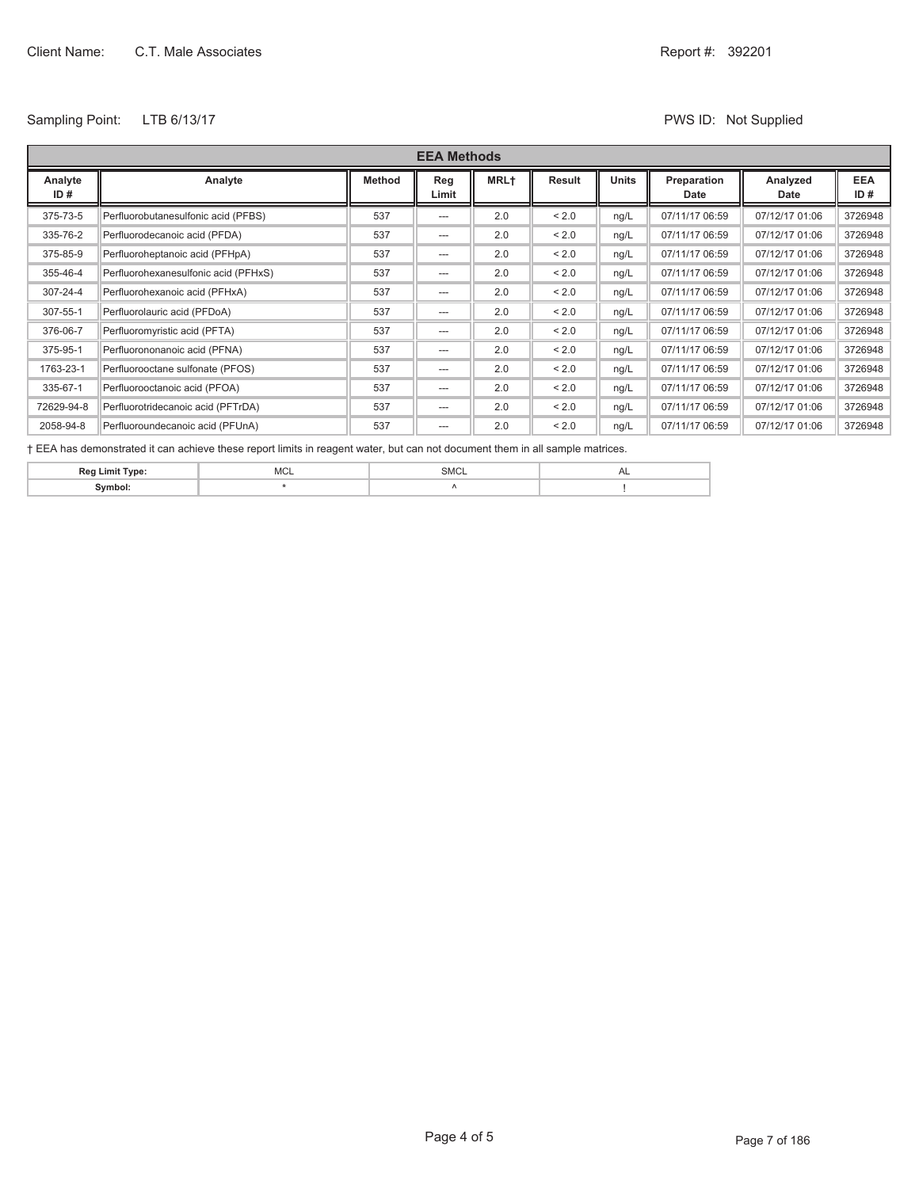Client Name: C.T. Male Associates

Report #: 392201

Sampling Point: LTB 6/13/17

PWS ID: Not Supplied

| EEA Methods | | | | | | | | | |
|---|---|---|---|---|---|---|---|---|---|
| **Analyte ID #** | **Analyte** | **Method** | **Reg Limit** | **MRL†** | **Result** | **Units** | **Preparation Date** | **Analyzed Date** | **EEA ID #** |
| 375-73-5 | Perfluorobutanesulfonic acid (PFBS) | 537 | --- | 2.0 | < 2.0 | ng/L | 07/11/17 06:59 | 07/12/17 01:06 | 3726948 |
| 335-76-2 | Perfluorodecanoic acid (PFDA) | 537 | --- | 2.0 | < 2.0 | ng/L | 07/11/17 06:59 | 07/12/17 01:06 | 3726948 |
| 375-85-9 | Perfluoroheptanoic acid (PFHpA) | 537 | --- | 2.0 | < 2.0 | ng/L | 07/11/17 06:59 | 07/12/17 01:06 | 3726948 |
| 355-46-4 | Perfluorohexanesulfonic acid (PFHxS) | 537 | --- | 2.0 | < 2.0 | ng/L | 07/11/17 06:59 | 07/12/17 01:06 | 3726948 |
| 307-24-4 | Perfluorohexanoic acid (PFHxA) | 537 | --- | 2.0 | < 2.0 | ng/L | 07/11/17 06:59 | 07/12/17 01:06 | 3726948 |
| 307-55-1 | Perfluorolauric acid (PFDoA) | 537 | --- | 2.0 | < 2.0 | ng/L | 07/11/17 06:59 | 07/12/17 01:06 | 3726948 |
| 376-06-7 | Perfluoromyristic acid (PFTA) | 537 | --- | 2.0 | < 2.0 | ng/L | 07/11/17 06:59 | 07/12/17 01:06 | 3726948 |
| 375-95-1 | Perfluorononanoic acid (PFNA) | 537 | --- | 2.0 | < 2.0 | ng/L | 07/11/17 06:59 | 07/12/17 01:06 | 3726948 |
| 1763-23-1 | Perfluorooctane sulfonate (PFOS) | 537 | --- | 2.0 | < 2.0 | ng/L | 07/11/17 06:59 | 07/12/17 01:06 | 3726948 |
| 335-67-1 | Perfluorooctanoic acid (PFOA) | 537 | --- | 2.0 | < 2.0 | ng/L | 07/11/17 06:59 | 07/12/17 01:06 | 3726948 |
| 72629-94-8 | Perfluorotridecanoic acid (PFTrDA) | 537 | --- | 2.0 | < 2.0 | ng/L | 07/11/17 06:59 | 07/12/17 01:06 | 3726948 |
| 2058-94-8 | Perfluoroundecanoic acid (PFUnA) | 537 | --- | 2.0 | < 2.0 | ng/L | 07/11/17 06:59 | 07/12/17 01:06 | 3726948 |

† EEA has demonstrated it can achieve these report limits in reagent water, but can not document them in all sample matrices.

| Reg Limit Type: | MCL | SMCL | AL |
|---|---|---|---|
| Symbol: | * | ^ | ! |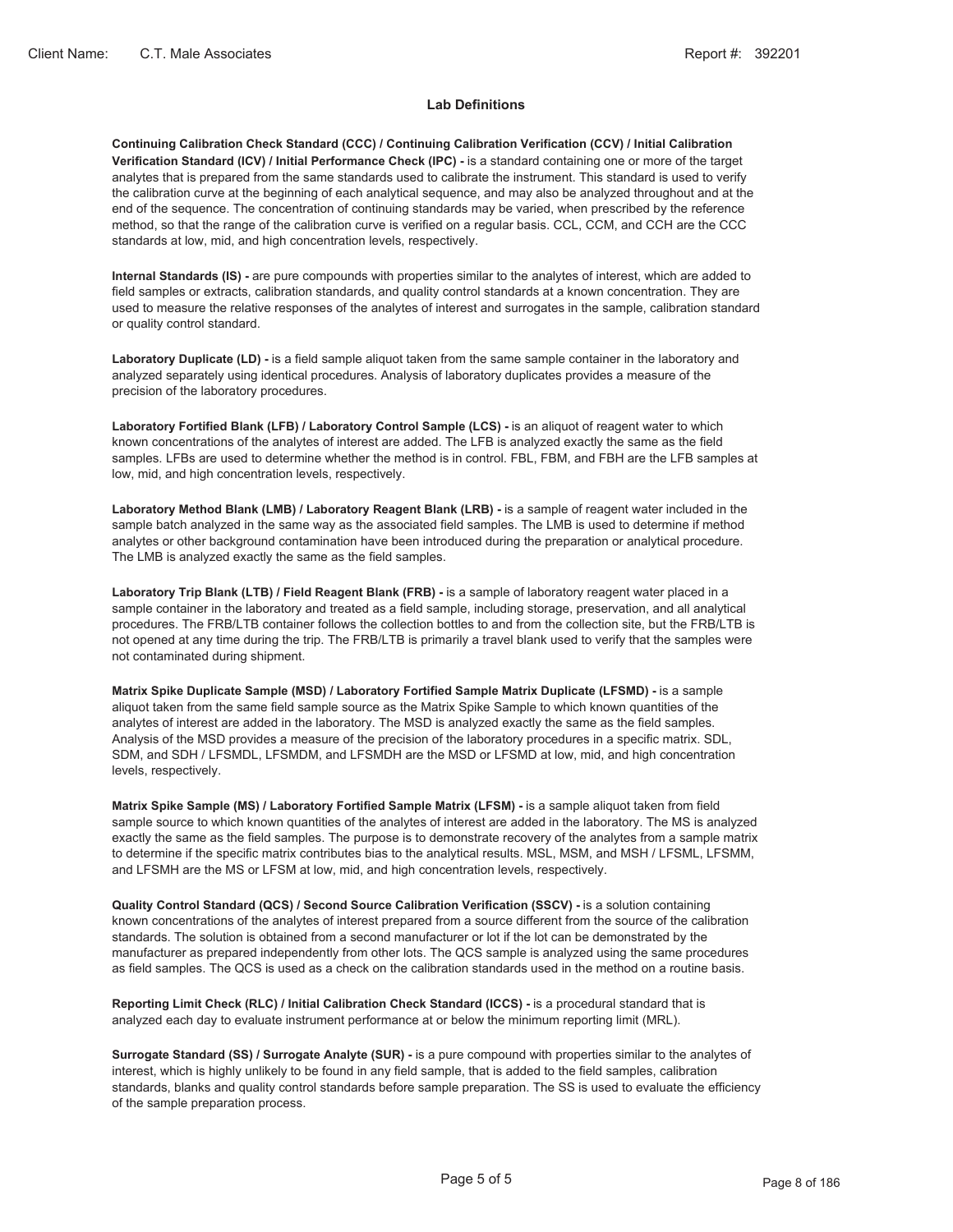## Lab Definitions

**Continuing Calibration Check Standard (CCC) / Continuing Calibration Verification (CCV) / Initial Calibration Verification Standard (ICV) / Initial Performance Check (IPC) -** is a standard containing one or more of the target analytes that is prepared from the same standards used to calibrate the instrument. This standard is used to verify the calibration curve at the beginning of each analytical sequence, and may also be analyzed throughout and at the end of the sequence. The concentration of continuing standards may be varied, when prescribed by the reference method, so that the range of the calibration curve is verified on a regular basis. CCL, CCM, and CCH are the CCC standards at low, mid, and high concentration levels, respectively.

**Internal Standards (IS) -** are pure compounds with properties similar to the analytes of interest, which are added to field samples or extracts, calibration standards, and quality control standards at a known concentration. They are used to measure the relative responses of the analytes of interest and surrogates in the sample, calibration standard or quality control standard.

**Laboratory Duplicate (LD) -** is a field sample aliquot taken from the same sample container in the laboratory and analyzed separately using identical procedures. Analysis of laboratory duplicates provides a measure of the precision of the laboratory procedures.

**Laboratory Fortified Blank (LFB) / Laboratory Control Sample (LCS) -** is an aliquot of reagent water to which known concentrations of the analytes of interest are added. The LFB is analyzed exactly the same as the field samples. LFBs are used to determine whether the method is in control. FBL, FBM, and FBH are the LFB samples at low, mid, and high concentration levels, respectively.

**Laboratory Method Blank (LMB) / Laboratory Reagent Blank (LRB) -** is a sample of reagent water included in the sample batch analyzed in the same way as the associated field samples. The LMB is used to determine if method analytes or other background contamination have been introduced during the preparation or analytical procedure. The LMB is analyzed exactly the same as the field samples.

**Laboratory Trip Blank (LTB) / Field Reagent Blank (FRB) -** is a sample of laboratory reagent water placed in a sample container in the laboratory and treated as a field sample, including storage, preservation, and all analytical procedures. The FRB/LTB container follows the collection bottles to and from the collection site, but the FRB/LTB is not opened at any time during the trip. The FRB/LTB is primarily a travel blank used to verify that the samples were not contaminated during shipment.

**Matrix Spike Duplicate Sample (MSD) / Laboratory Fortified Sample Matrix Duplicate (LFSMD) -** is a sample aliquot taken from the same field sample source as the Matrix Spike Sample to which known quantities of the analytes of interest are added in the laboratory. The MSD is analyzed exactly the same as the field samples. Analysis of the MSD provides a measure of the precision of the laboratory procedures in a specific matrix. SDL, SDM, and SDH / LFSMDL, LFSMDM, and LFSMDH are the MSD or LFSMD at low, mid, and high concentration levels, respectively.

**Matrix Spike Sample (MS) / Laboratory Fortified Sample Matrix (LFSM) -** is a sample aliquot taken from field sample source to which known quantities of the analytes of interest are added in the laboratory. The MS is analyzed exactly the same as the field samples. The purpose is to demonstrate recovery of the analytes from a sample matrix to determine if the specific matrix contributes bias to the analytical results. MSL, MSM, and MSH / LFSML, LFSMM, and LFSMH are the MS or LFSM at low, mid, and high concentration levels, respectively.

**Quality Control Standard (QCS) / Second Source Calibration Verification (SSCV) -** is a solution containing known concentrations of the analytes of interest prepared from a source different from the source of the calibration standards. The solution is obtained from a second manufacturer or lot if the lot can be demonstrated by the manufacturer as prepared independently from other lots. The QCS sample is analyzed using the same procedures as field samples. The QCS is used as a check on the calibration standards used in the method on a routine basis.

**Reporting Limit Check (RLC) / Initial Calibration Check Standard (ICCS) -** is a procedural standard that is analyzed each day to evaluate instrument performance at or below the minimum reporting limit (MRL).

**Surrogate Standard (SS) / Surrogate Analyte (SUR) -** is a pure compound with properties similar to the analytes of interest, which is highly unlikely to be found in any field sample, that is added to the field samples, calibration standards, blanks and quality control standards before sample preparation. The SS is used to evaluate the efficiency of the sample preparation process.